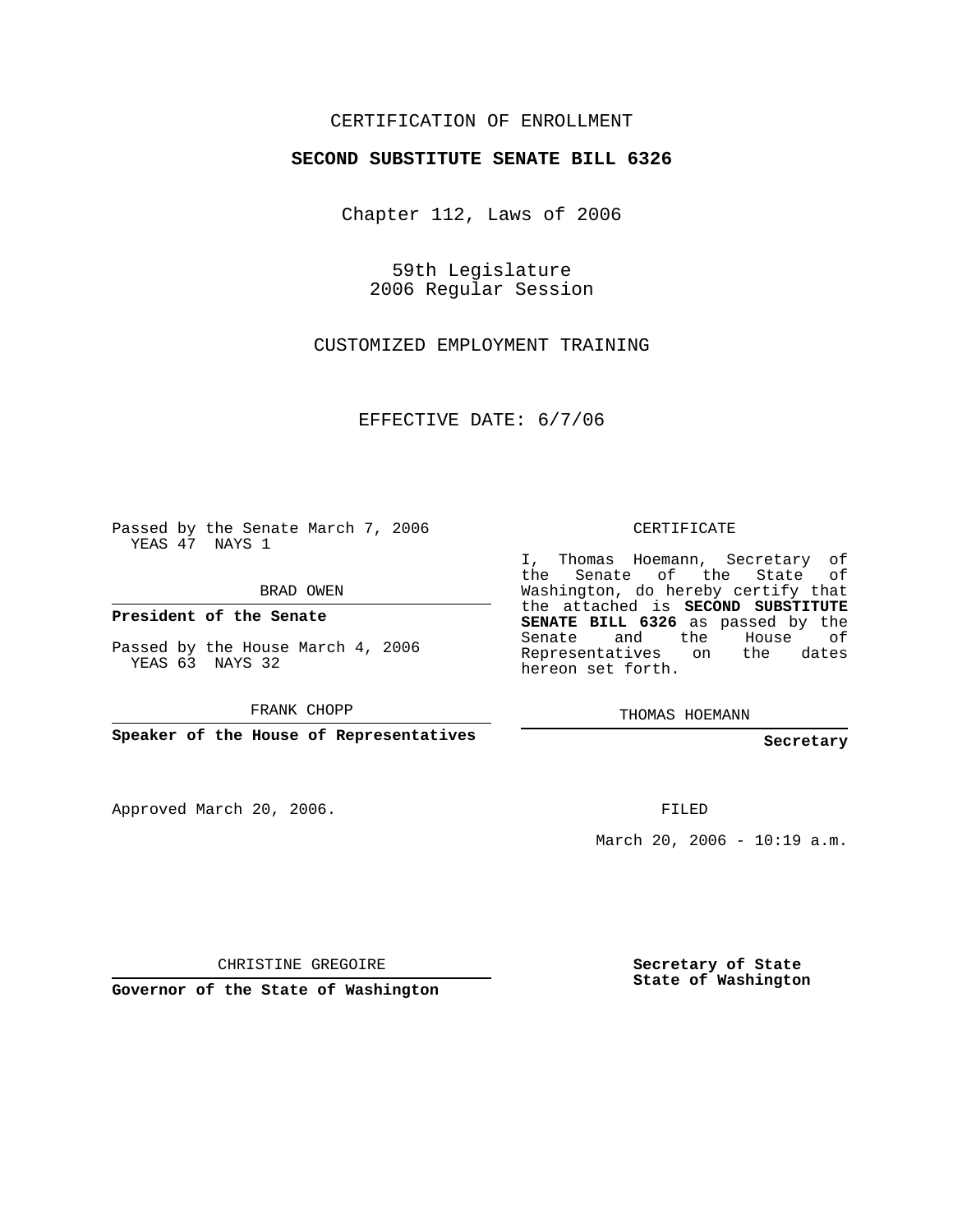CERTIFICATION OF ENROLLMENT

**SECOND SUBSTITUTE SENATE BILL 6326**

Chapter 112, Laws of 2006

59th Legislature
2006 Regular Session

CUSTOMIZED EMPLOYMENT TRAINING

EFFECTIVE DATE: 6/7/06

Passed by the Senate March 7, 2006
YEAS 47 NAYS 1

BRAD OWEN

**President of the Senate**

Passed by the House March 4, 2006
YEAS 63 NAYS 32

FRANK CHOPP

**Speaker of the House of Representatives**

Approved March 20, 2006.

CHRISTINE GREGOIRE

**Governor of the State of Washington**

CERTIFICATE

I, Thomas Hoemann, Secretary of the Senate of the State of Washington, do hereby certify that the attached is **SECOND SUBSTITUTE SENATE BILL 6326** as passed by the Senate and the House of Representatives on the dates hereon set forth.

THOMAS HOEMANN

**Secretary**

FILED

March 20, 2006 - 10:19 a.m.

**Secretary of State**
**State of Washington**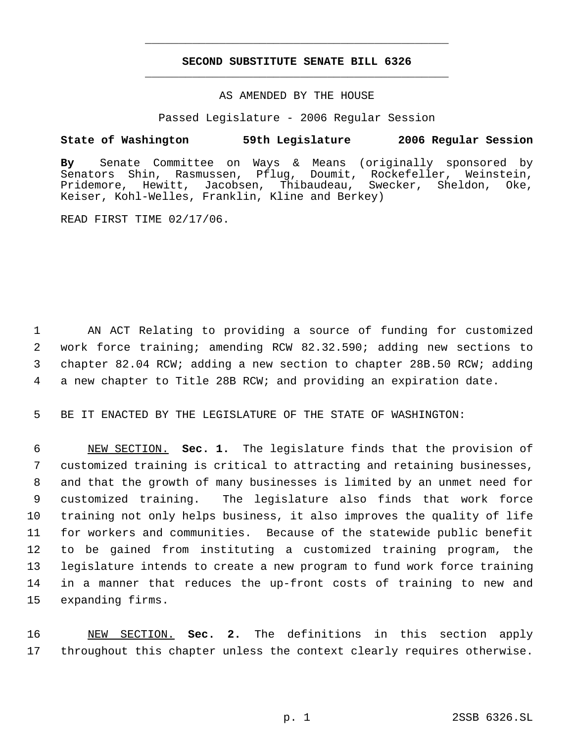# SECOND SUBSTITUTE SENATE BILL 6326

AS AMENDED BY THE HOUSE

Passed Legislature - 2006 Regular Session

**State of Washington 59th Legislature 2006 Regular Session**

**By** Senate Committee on Ways & Means (originally sponsored by Senators Shin, Rasmussen, Pflug, Doumit, Rockefeller, Weinstein, Pridemore, Hewitt, Jacobsen, Thibaudeau, Swecker, Sheldon, Oke, Keiser, Kohl-Welles, Franklin, Kline and Berkey)

READ FIRST TIME 02/17/06.

1 AN ACT Relating to providing a source of funding for customized
2 work force training; amending RCW 82.32.590; adding new sections to
3 chapter 82.04 RCW; adding a new section to chapter 28B.50 RCW; adding
4 a new chapter to Title 28B RCW; and providing an expiration date.

5 BE IT ENACTED BY THE LEGISLATURE OF THE STATE OF WASHINGTON:

6 NEW SECTION. **Sec. 1.** The legislature finds that the provision of
7 customized training is critical to attracting and retaining businesses,
8 and that the growth of many businesses is limited by an unmet need for
9 customized training. The legislature also finds that work force
10 training not only helps business, it also improves the quality of life
11 for workers and communities. Because of the statewide public benefit
12 to be gained from instituting a customized training program, the
13 legislature intends to create a new program to fund work force training
14 in a manner that reduces the up-front costs of training to new and
15 expanding firms.

16 NEW SECTION. **Sec. 2.** The definitions in this section apply
17 throughout this chapter unless the context clearly requires otherwise.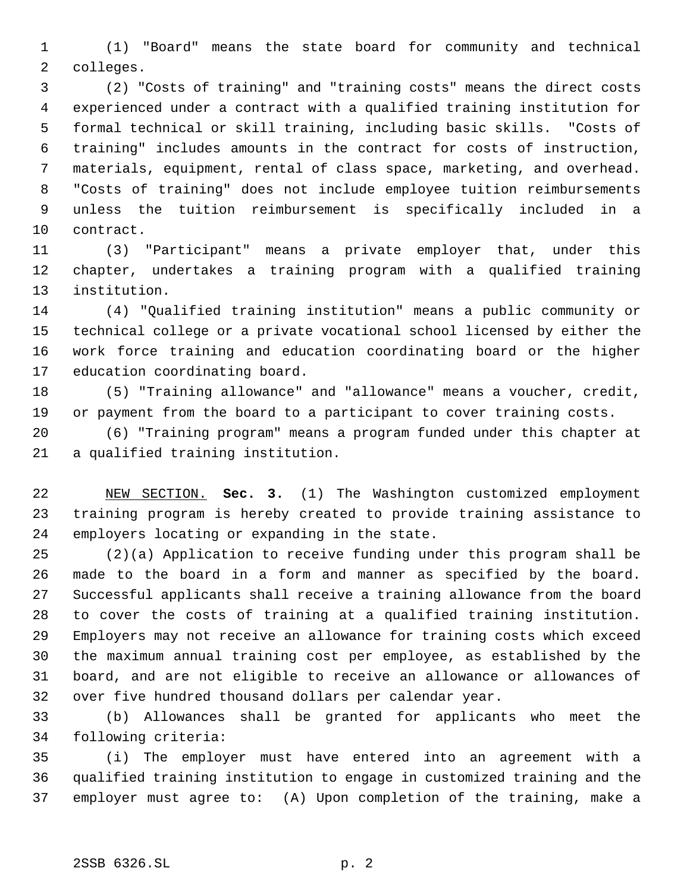(1) "Board" means the state board for community and technical colleges.

(2) "Costs of training" and "training costs" means the direct costs experienced under a contract with a qualified training institution for formal technical or skill training, including basic skills. "Costs of training" includes amounts in the contract for costs of instruction, materials, equipment, rental of class space, marketing, and overhead. "Costs of training" does not include employee tuition reimbursements unless the tuition reimbursement is specifically included in a contract.

(3) "Participant" means a private employer that, under this chapter, undertakes a training program with a qualified training institution.

(4) "Qualified training institution" means a public community or technical college or a private vocational school licensed by either the work force training and education coordinating board or the higher education coordinating board.

(5) "Training allowance" and "allowance" means a voucher, credit, or payment from the board to a participant to cover training costs.

(6) "Training program" means a program funded under this chapter at a qualified training institution.

NEW SECTION. **Sec. 3.** (1) The Washington customized employment training program is hereby created to provide training assistance to employers locating or expanding in the state.

(2)(a) Application to receive funding under this program shall be made to the board in a form and manner as specified by the board. Successful applicants shall receive a training allowance from the board to cover the costs of training at a qualified training institution. Employers may not receive an allowance for training costs which exceed the maximum annual training cost per employee, as established by the board, and are not eligible to receive an allowance or allowances of over five hundred thousand dollars per calendar year.

(b) Allowances shall be granted for applicants who meet the following criteria:

(i) The employer must have entered into an agreement with a qualified training institution to engage in customized training and the employer must agree to: (A) Upon completion of the training, make a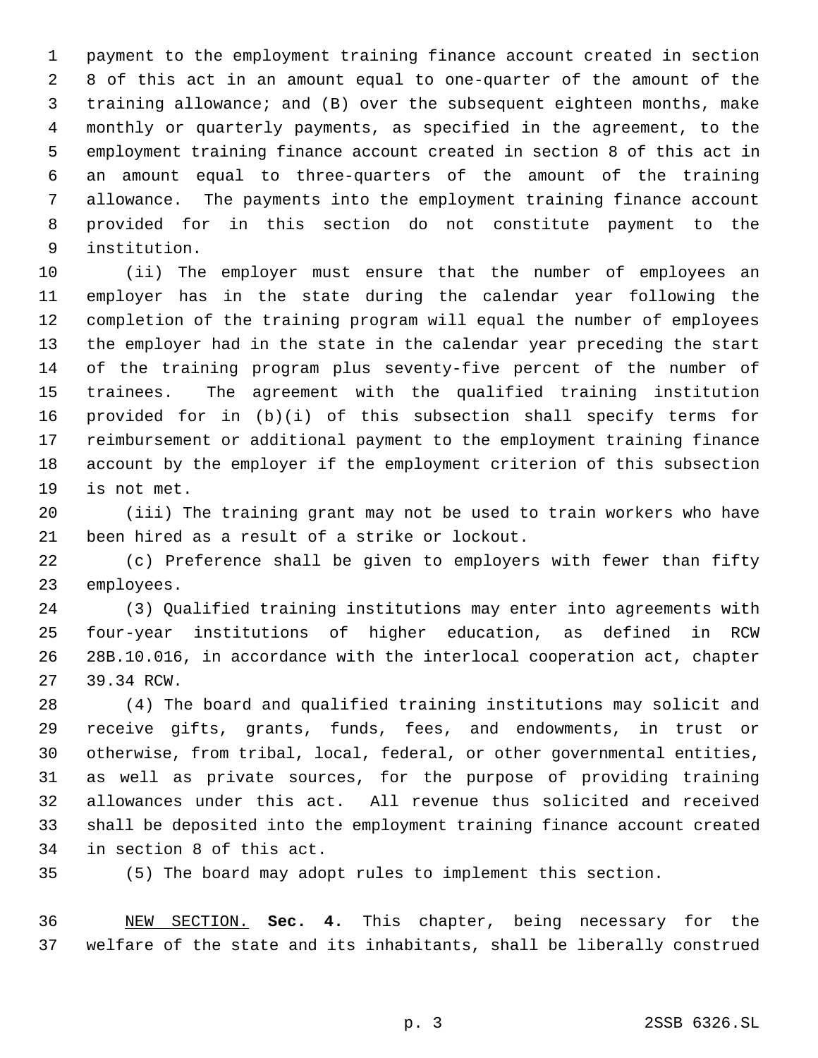payment to the employment training finance account created in section 8 of this act in an amount equal to one-quarter of the amount of the training allowance; and (B) over the subsequent eighteen months, make monthly or quarterly payments, as specified in the agreement, to the employment training finance account created in section 8 of this act in an amount equal to three-quarters of the amount of the training allowance. The payments into the employment training finance account provided for in this section do not constitute payment to the institution.

(ii) The employer must ensure that the number of employees an employer has in the state during the calendar year following the completion of the training program will equal the number of employees the employer had in the state in the calendar year preceding the start of the training program plus seventy-five percent of the number of trainees. The agreement with the qualified training institution provided for in (b)(i) of this subsection shall specify terms for reimbursement or additional payment to the employment training finance account by the employer if the employment criterion of this subsection is not met.

(iii) The training grant may not be used to train workers who have been hired as a result of a strike or lockout.

(c) Preference shall be given to employers with fewer than fifty employees.

(3) Qualified training institutions may enter into agreements with four-year institutions of higher education, as defined in RCW 28B.10.016, in accordance with the interlocal cooperation act, chapter 39.34 RCW.

(4) The board and qualified training institutions may solicit and receive gifts, grants, funds, fees, and endowments, in trust or otherwise, from tribal, local, federal, or other governmental entities, as well as private sources, for the purpose of providing training allowances under this act. All revenue thus solicited and received shall be deposited into the employment training finance account created in section 8 of this act.

(5) The board may adopt rules to implement this section.

NEW SECTION. **Sec. 4.** This chapter, being necessary for the welfare of the state and its inhabitants, shall be liberally construed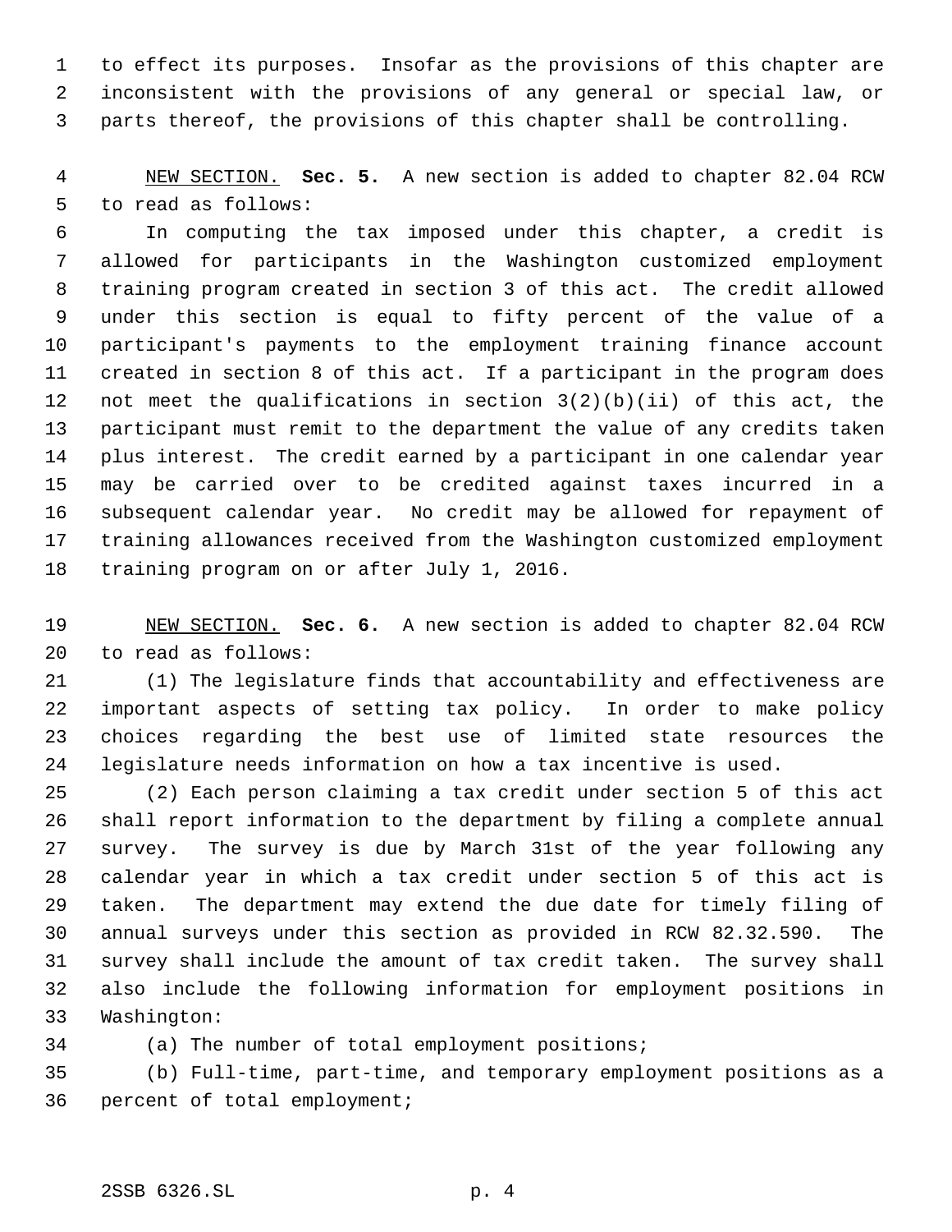to effect its purposes. Insofar as the provisions of this chapter are inconsistent with the provisions of any general or special law, or parts thereof, the provisions of this chapter shall be controlling.

NEW SECTION. **Sec. 5.** A new section is added to chapter 82.04 RCW to read as follows:

In computing the tax imposed under this chapter, a credit is allowed for participants in the Washington customized employment training program created in section 3 of this act. The credit allowed under this section is equal to fifty percent of the value of a participant's payments to the employment training finance account created in section 8 of this act. If a participant in the program does not meet the qualifications in section 3(2)(b)(ii) of this act, the participant must remit to the department the value of any credits taken plus interest. The credit earned by a participant in one calendar year may be carried over to be credited against taxes incurred in a subsequent calendar year. No credit may be allowed for repayment of training allowances received from the Washington customized employment training program on or after July 1, 2016.

NEW SECTION. **Sec. 6.** A new section is added to chapter 82.04 RCW to read as follows:

(1) The legislature finds that accountability and effectiveness are important aspects of setting tax policy. In order to make policy choices regarding the best use of limited state resources the legislature needs information on how a tax incentive is used.

(2) Each person claiming a tax credit under section 5 of this act shall report information to the department by filing a complete annual survey. The survey is due by March 31st of the year following any calendar year in which a tax credit under section 5 of this act is taken. The department may extend the due date for timely filing of annual surveys under this section as provided in RCW 82.32.590. The survey shall include the amount of tax credit taken. The survey shall also include the following information for employment positions in Washington:

(a) The number of total employment positions;

(b) Full-time, part-time, and temporary employment positions as a percent of total employment;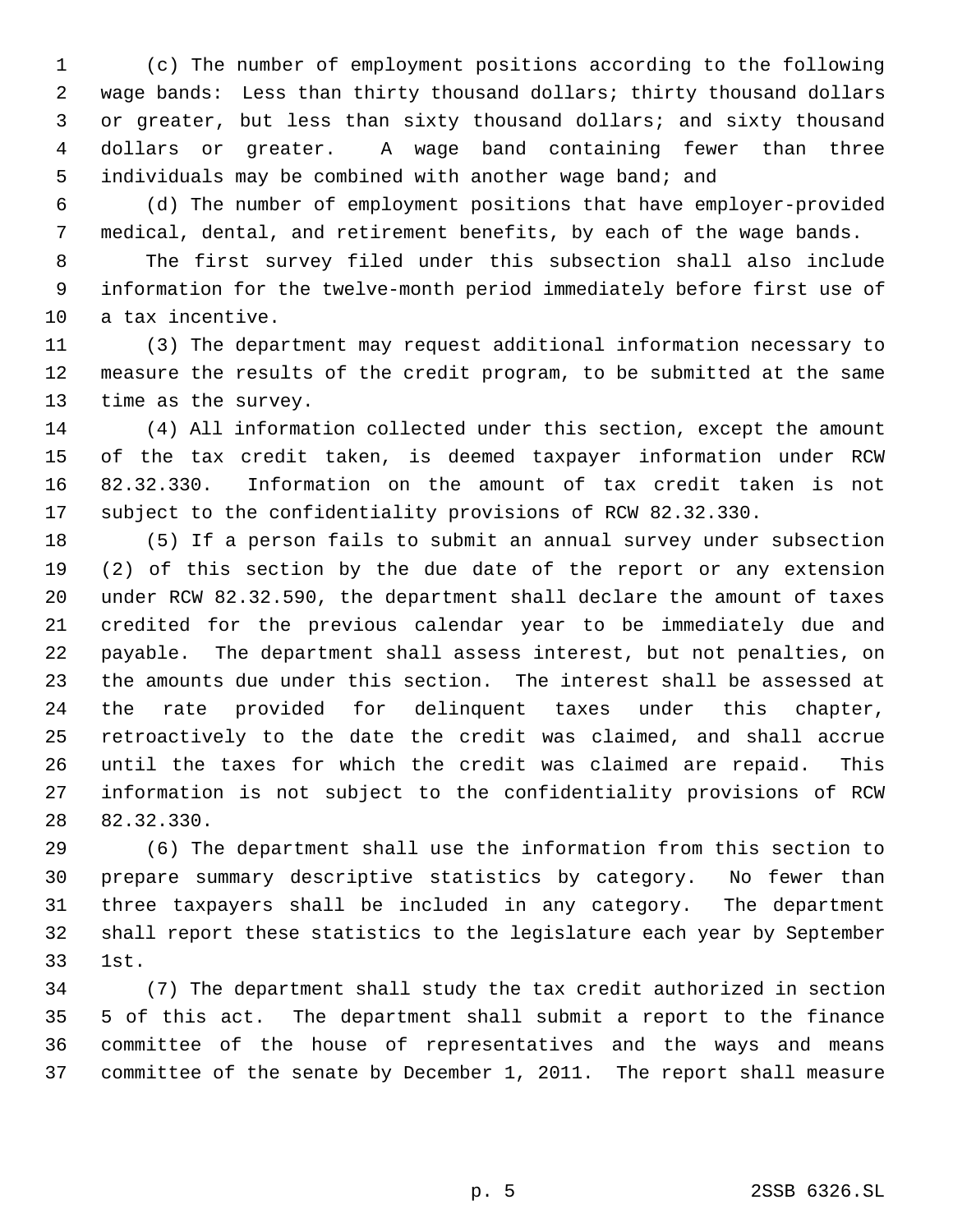(c) The number of employment positions according to the following wage bands: Less than thirty thousand dollars; thirty thousand dollars or greater, but less than sixty thousand dollars; and sixty thousand dollars or greater. A wage band containing fewer than three individuals may be combined with another wage band; and

(d) The number of employment positions that have employer-provided medical, dental, and retirement benefits, by each of the wage bands.

The first survey filed under this subsection shall also include information for the twelve-month period immediately before first use of a tax incentive.

(3) The department may request additional information necessary to measure the results of the credit program, to be submitted at the same time as the survey.

(4) All information collected under this section, except the amount of the tax credit taken, is deemed taxpayer information under RCW 82.32.330. Information on the amount of tax credit taken is not subject to the confidentiality provisions of RCW 82.32.330.

(5) If a person fails to submit an annual survey under subsection (2) of this section by the due date of the report or any extension under RCW 82.32.590, the department shall declare the amount of taxes credited for the previous calendar year to be immediately due and payable. The department shall assess interest, but not penalties, on the amounts due under this section. The interest shall be assessed at the rate provided for delinquent taxes under this chapter, retroactively to the date the credit was claimed, and shall accrue until the taxes for which the credit was claimed are repaid. This information is not subject to the confidentiality provisions of RCW 82.32.330.

(6) The department shall use the information from this section to prepare summary descriptive statistics by category. No fewer than three taxpayers shall be included in any category. The department shall report these statistics to the legislature each year by September 1st.

(7) The department shall study the tax credit authorized in section 5 of this act. The department shall submit a report to the finance committee of the house of representatives and the ways and means committee of the senate by December 1, 2011. The report shall measure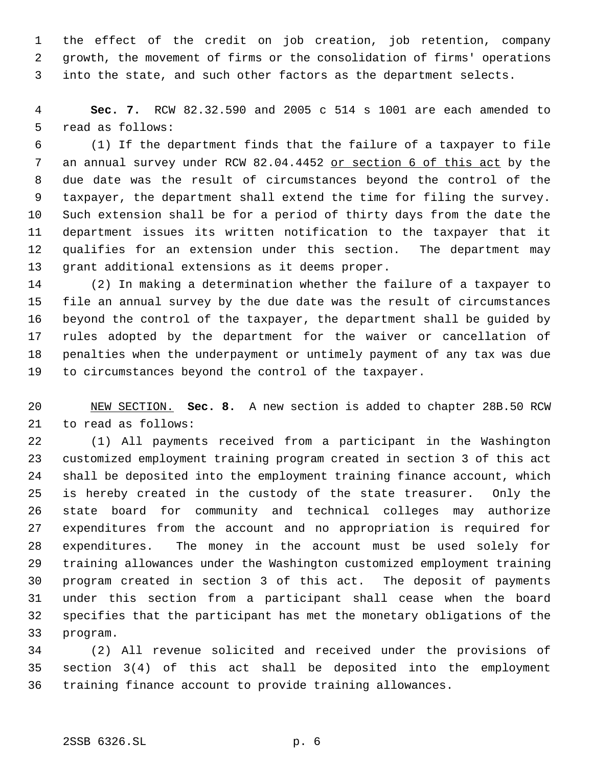the effect of the credit on job creation, job retention, company growth, the movement of firms or the consolidation of firms' operations into the state, and such other factors as the department selects.

**Sec. 7.** RCW 82.32.590 and 2005 c 514 s 1001 are each amended to read as follows:

(1) If the department finds that the failure of a taxpayer to file an annual survey under RCW 82.04.4452 <u>or section 6 of this act</u> by the due date was the result of circumstances beyond the control of the taxpayer, the department shall extend the time for filing the survey. Such extension shall be for a period of thirty days from the date the department issues its written notification to the taxpayer that it qualifies for an extension under this section. The department may grant additional extensions as it deems proper.

(2) In making a determination whether the failure of a taxpayer to file an annual survey by the due date was the result of circumstances beyond the control of the taxpayer, the department shall be guided by rules adopted by the department for the waiver or cancellation of penalties when the underpayment or untimely payment of any tax was due to circumstances beyond the control of the taxpayer.

<u>NEW SECTION.</u> **Sec. 8.** A new section is added to chapter 28B.50 RCW to read as follows:

(1) All payments received from a participant in the Washington customized employment training program created in section 3 of this act shall be deposited into the employment training finance account, which is hereby created in the custody of the state treasurer. Only the state board for community and technical colleges may authorize expenditures from the account and no appropriation is required for expenditures. The money in the account must be used solely for training allowances under the Washington customized employment training program created in section 3 of this act. The deposit of payments under this section from a participant shall cease when the board specifies that the participant has met the monetary obligations of the program.

(2) All revenue solicited and received under the provisions of section 3(4) of this act shall be deposited into the employment training finance account to provide training allowances.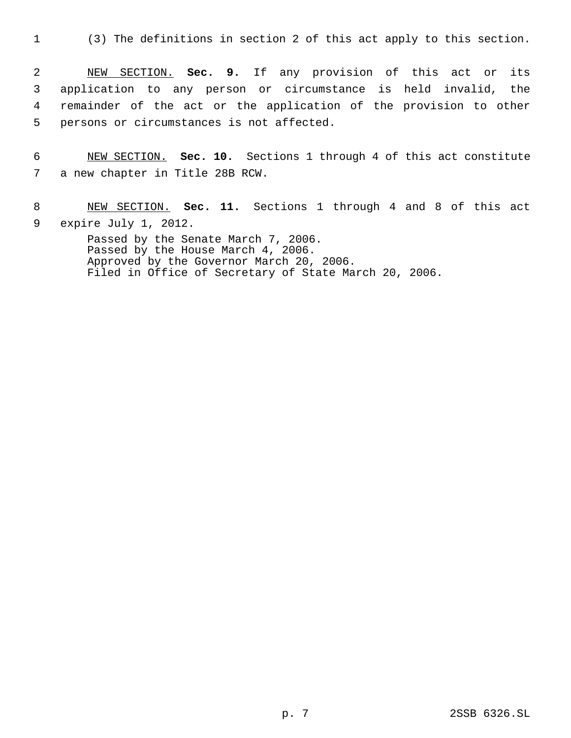(3) The definitions in section 2 of this act apply to this section.

NEW SECTION. **Sec. 9.** If any provision of this act or its application to any person or circumstance is held invalid, the remainder of the act or the application of the provision to other persons or circumstances is not affected.

NEW SECTION. **Sec. 10.** Sections 1 through 4 of this act constitute a new chapter in Title 28B RCW.

NEW SECTION. **Sec. 11.** Sections 1 through 4 and 8 of this act expire July 1, 2012.

Passed by the Senate March 7, 2006.
Passed by the House March 4, 2006.
Approved by the Governor March 20, 2006.
Filed in Office of Secretary of State March 20, 2006.